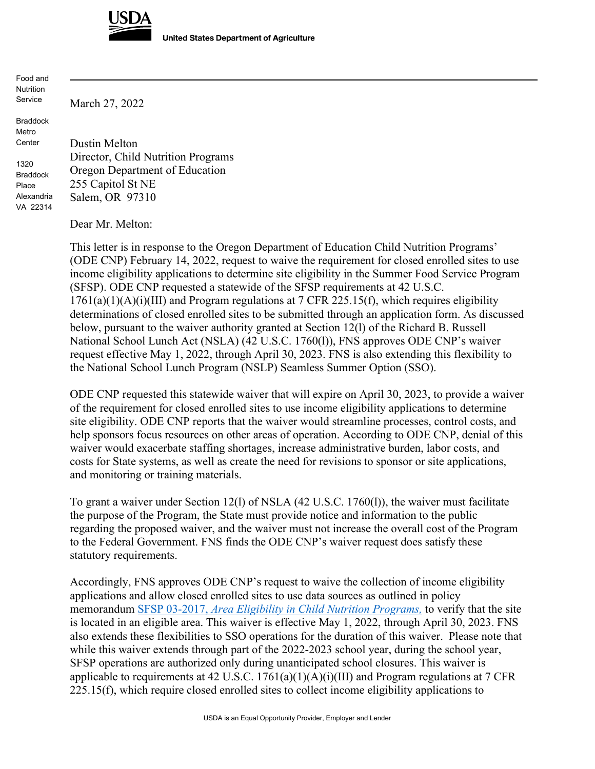USDA

United States Department of Agriculture

Food and Nutrition Service

Braddock Metro Center

1320 Braddock Place
Alexandria VA 22314

March 27, 2022

Dustin Melton
Director, Child Nutrition Programs
Oregon Department of Education
255 Capitol St NE
Salem, OR 97310

Dear Mr. Melton:

This letter is in response to the Oregon Department of Education Child Nutrition Programs' (ODE CNP) February 14, 2022, request to waive the requirement for closed enrolled sites to use income eligibility applications to determine site eligibility in the Summer Food Service Program (SFSP). ODE CNP requested a statewide of the SFSP requirements at 42 U.S.C. 1761(a)(1)(A)(i)(III) and Program regulations at 7 CFR 225.15(f), which requires eligibility determinations of closed enrolled sites to be submitted through an application form. As discussed below, pursuant to the waiver authority granted at Section 12(l) of the Richard B. Russell National School Lunch Act (NSLA) (42 U.S.C. 1760(l)), FNS approves ODE CNP's waiver request effective May 1, 2022, through April 30, 2023. FNS is also extending this flexibility to the National School Lunch Program (NSLP) Seamless Summer Option (SSO).

ODE CNP requested this statewide waiver that will expire on April 30, 2023, to provide a waiver of the requirement for closed enrolled sites to use income eligibility applications to determine site eligibility. ODE CNP reports that the waiver would streamline processes, control costs, and help sponsors focus resources on other areas of operation. According to ODE CNP, denial of this waiver would exacerbate staffing shortages, increase administrative burden, labor costs, and costs for State systems, as well as create the need for revisions to sponsor or site applications, and monitoring or training materials.

To grant a waiver under Section 12(l) of NSLA (42 U.S.C. 1760(l)), the waiver must facilitate the purpose of the Program, the State must provide notice and information to the public regarding the proposed waiver, and the waiver must not increase the overall cost of the Program to the Federal Government. FNS finds the ODE CNP's waiver request does satisfy these statutory requirements.

Accordingly, FNS approves ODE CNP's request to waive the collection of income eligibility applications and allow closed enrolled sites to use data sources as outlined in policy memorandum [SFSP 03-2017, *Area Eligibility in Child Nutrition Programs,*] to verify that the site is located in an eligible area. This waiver is effective May 1, 2022, through April 30, 2023. FNS also extends these flexibilities to SSO operations for the duration of this waiver. Please note that while this waiver extends through part of the 2022-2023 school year, during the school year, SFSP operations are authorized only during unanticipated school closures. This waiver is applicable to requirements at 42 U.S.C. 1761(a)(1)(A)(i)(III) and Program regulations at 7 CFR 225.15(f), which require closed enrolled sites to collect income eligibility applications to

USDA is an Equal Opportunity Provider, Employer and Lender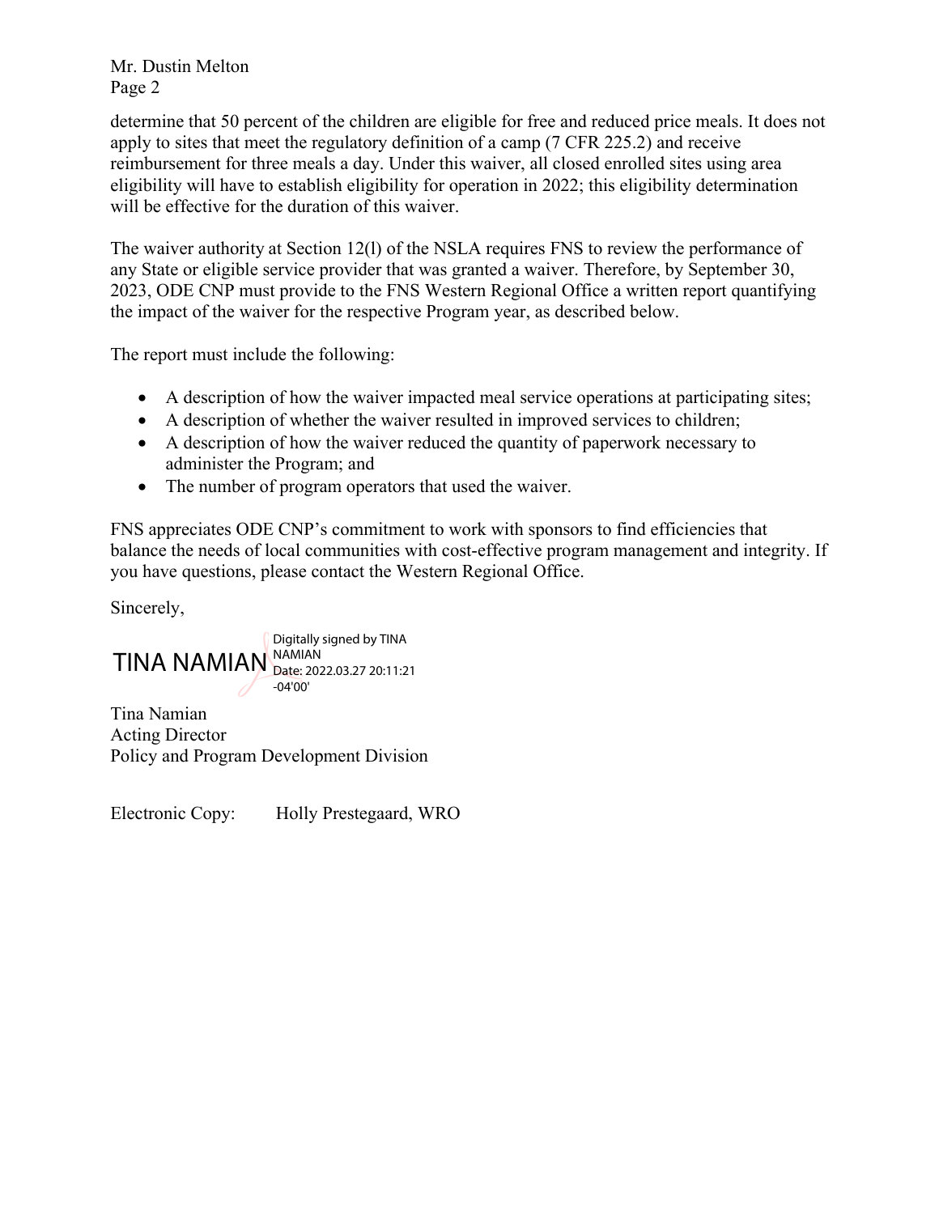determine that 50 percent of the children are eligible for free and reduced price meals. It does not apply to sites that meet the regulatory definition of a camp (7 CFR 225.2) and receive reimbursement for three meals a day. Under this waiver, all closed enrolled sites using area eligibility will have to establish eligibility for operation in 2022; this eligibility determination will be effective for the duration of this waiver.

The waiver authority at Section 12(l) of the NSLA requires FNS to review the performance of any State or eligible service provider that was granted a waiver. Therefore, by September 30, 2023, ODE CNP must provide to the FNS Western Regional Office a written report quantifying the impact of the waiver for the respective Program year, as described below.

The report must include the following:

- A description of how the waiver impacted meal service operations at participating sites;
- A description of whether the waiver resulted in improved services to children;
- A description of how the waiver reduced the quantity of paperwork necessary to administer the Program; and
- The number of program operators that used the waiver.

FNS appreciates ODE CNP's commitment to work with sponsors to find efficiencies that balance the needs of local communities with cost-effective program management and integrity. If you have questions, please contact the Western Regional Office.

Sincerely,

TINA NAMIAN Digitally signed by TINA NAMIAN Date: 2022.03.27 20:11:21 -04'00'

Tina Namian
Acting Director
Policy and Program Development Division

Electronic Copy: Holly Prestegaard, WRO